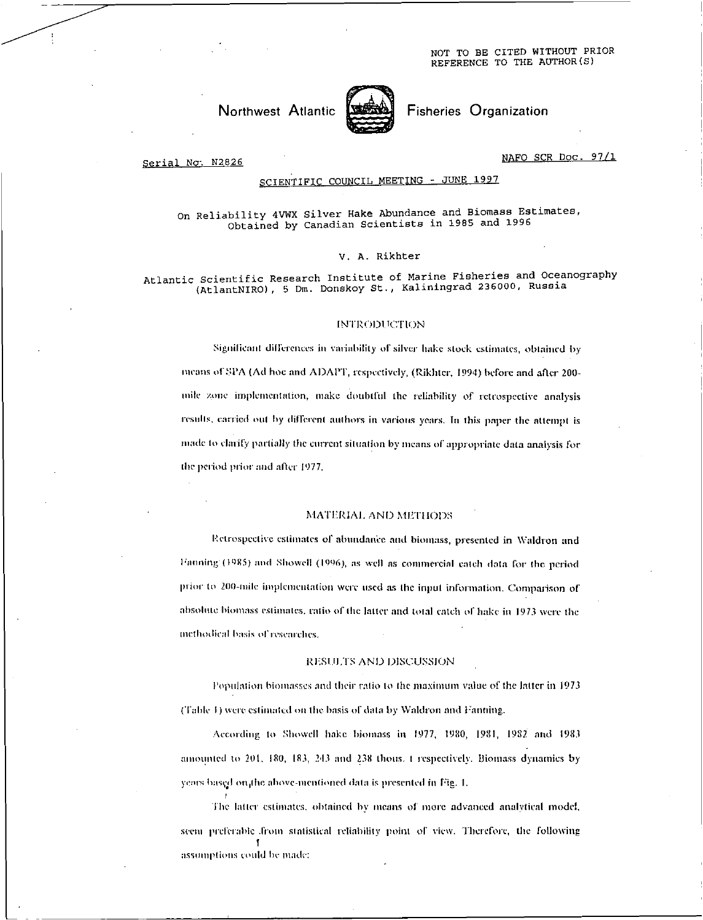NOT TO BE CITED WITHOUT PRIOR REFERENCE TO THE AUTHOR(S)

Northwest Atlantic Fisheries Organization

Serial No. N2826

NAFO SCR Doc. 97/1

SCIENTIFIC COUNCIL MEETING - JUNE 1997

# On Reliability 4VWX Silver Hake Abundance and Biomass Estimates, Obtained by Canadian Scientists in 1985 and 1996

V. A. Rikhter

Atlantic Scientific Research Institute of Marine Fisheries and Oceanography (AtlantNIRO), 5 Dm. Donskoy St., Kaliningrad 236000, Russia

## INTRODUCTION

Significant differences in variability of silver hake stock estimates, obtained by means of SPA (Ad hoc and ADAPT, respectively, (Rikhter, 1994) before and after 200-mile zone implementation, make doubtful the reliability of retrospective analysis results, carried out by different authors in various years. In this paper the attempt is made to clarify partially the current situation by means of appropriate data analysis for the period prior and after 1977.

## MATERIAL AND METHODS

Retrospective estimates of abundance and biomass, presented in Waldron and Fanning (1985) and Showell (1996), as well as commercial catch data for the period prior to 200-mile implementation were used as the input information. Comparison of absolute biomass estimates, ratio of the latter and total catch of hake in 1973 were the methodical basis of researches.

## RESULTS AND DISCUSSION

Population biomasses and their ratio to the maximum value of the latter in 1973 (Table 1) were estimated on the basis of data by Waldron and Fanning.

According to Showell hake biomass in 1977, 1980, 1981, 1982 and 1983 amounted to 201, 180, 183, 243 and 238 thous. t respectively. Biomass dynamics by years based on the above-mentioned data is presented in Fig. 1.

The latter estimates, obtained by means of more advanced analytical model, seem preferable from statistical reliability point of view. Therefore, the following assumptions could be made: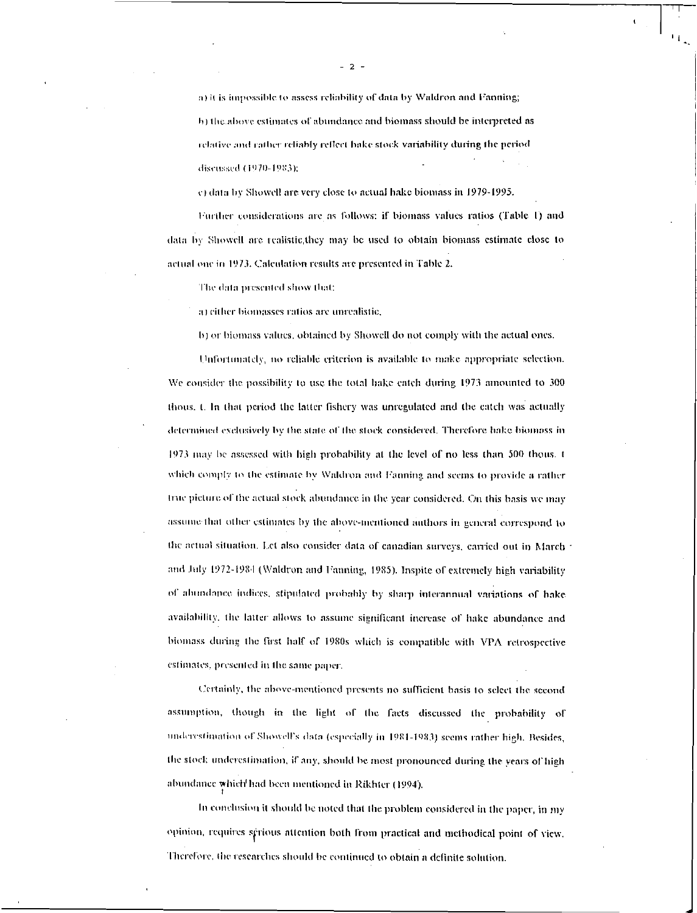a) it is impossible to assess reliability of data by Waldron and Fanning;

b) the above estimates of abundance and biomass should be interpreted as relative and rather reliably reflect hake stock variability during the period discussed (1970-1983);

c) data by Showell are very close to actual hake biomass in 1979-1995.

Further considerations are as follows: if biomass values ratios (Table 1) and data by Showell are realistic,they may be used to obtain biomass estimate close to actual one in 1973. Calculation results are presented in Table 2.

The data presented show that:

a) either biomasses ratios are unrealistic,

b) or biomass values, obtained by Showell do not comply with the actual ones.

Unfortunately, no reliable criterion is available to make appropriate selection. We consider the possibility to use the total hake catch during 1973 amounted to 300 thous. t. In that period the latter fishery was unregulated and the catch was actually determined exclusively by the state of the stock considered. Therefore hake biomass in 1973 may be assessed with high probability at the level of no less than 500 thous. t which comply to the estimate by Waldron and Fanning and seems to provide a rather true picture of the actual stock abundance in the year considered. On this basis we may assume that other estimates by the above-mentioned authors in general correspond to the actual situation. Let also consider data of canadian surveys, carried out in March and July 1972-1984 (Waldron and Fanning, 1985). Inspite of extremely high variability of abundance indices, stipulated probably by sharp interannual variations of hake availability, the latter allows to assume significant increase of hake abundance and biomass during the first half of 1980s which is compatible with VPA retrospective estimates, presented in the same paper.

Certainly, the above-mentioned presents no sufficient basis to select the second assumption, though in the light of the facts discussed the probability of underestimation of Showell's data (especially in 1981-1983) seems rather high. Besides, the stock underestimation, if any, should be most pronounced during the years of high abundance which had been mentioned in Rikhter (1994).

In conclusion it should be noted that the problem considered in the paper, in my opinion, requires serious attention both from practical and methodical point of view. Therefore, the researches should be continued to obtain a definite solution.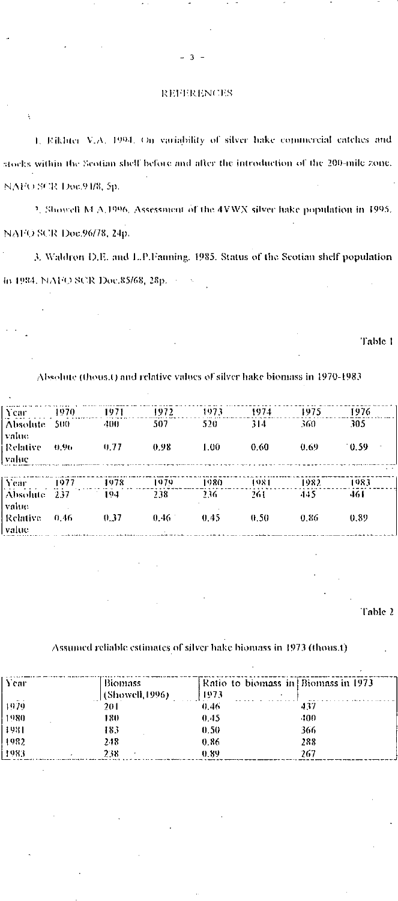## REFERENCES

1. Eikhter V.A. 1994. On variability of silver hake commercial catches and stocks within the Scotian shelf before and after the introduction of the 200-mile zone. NAFO SCR Doc.94/8, 5p.

2. Showell M.A.1996. Assessment of the 4VWX silver hake population in 1995. NAFO SCR Doc.96/78, 24p.

3. Waldron D.E. and L.P.Fanning. 1985. Status of the Scotian shelf population in 1984. NAFO SCR Doc.85/68, 28p.

Table 1

Absolute (thous.t) and relative values of silver hake biomass in 1970-1983

| Year | 1970 | 1971 | 1972 | 1973 | 1974 | 1975 | 1976 |
|---|---|---|---|---|---|---|---|
| Absolute value | 500 | 400 | 507 | 520 | 314 | 360 | 305 |
| Relative value | 0.96 | 0.77 | 0.98 | 1.00 | 0.60 | 0.69 | 0.59 |

| Year | 1977 | 1978 | 1979 | 1980 | 1981 | 1982 | 1983 |
|---|---|---|---|---|---|---|---|
| Absolute value | 237 | 194 | 238 | 236 | 261 | 445 | 461 |
| Relative value | 0.46 | 0.37 | 0.46 | 0.45 | 0.50 | 0.86 | 0.89 |

Table 2

Assumed reliable estimates of silver hake biomass in 1973 (thous.t)

| Year | Biomass (Showell,1996) | Ratio to biomass in 1973 | Biomass in 1973 |
|---|---|---|---|
| 1979 | 201 | 0.46 | 437 |
| 1980 | 180 | 0.45 | 400 |
| 1981 | 183 | 0.50 | 366 |
| 1982 | 248 | 0.86 | 288 |
| 1983 | 238 | 0.89 | 267 |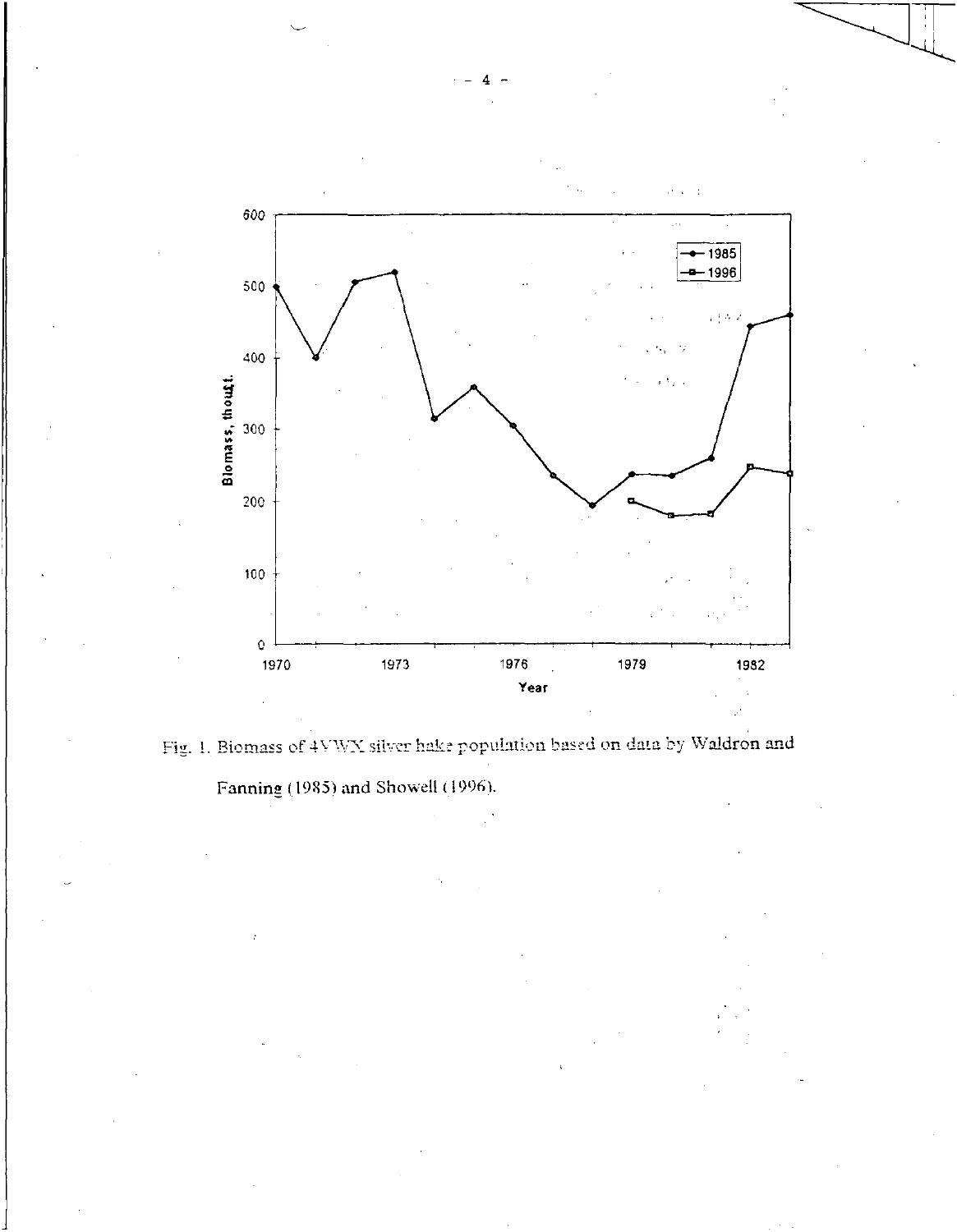600

500

400

300

200

100

0

1970

1973

1976

1979

1982

Year

Biomass, thous.t.

1985

1996

Fig. 1. Biomass of 4VWX silver hake population based on data by Waldron and Fanning (1985) and Showell (1996).